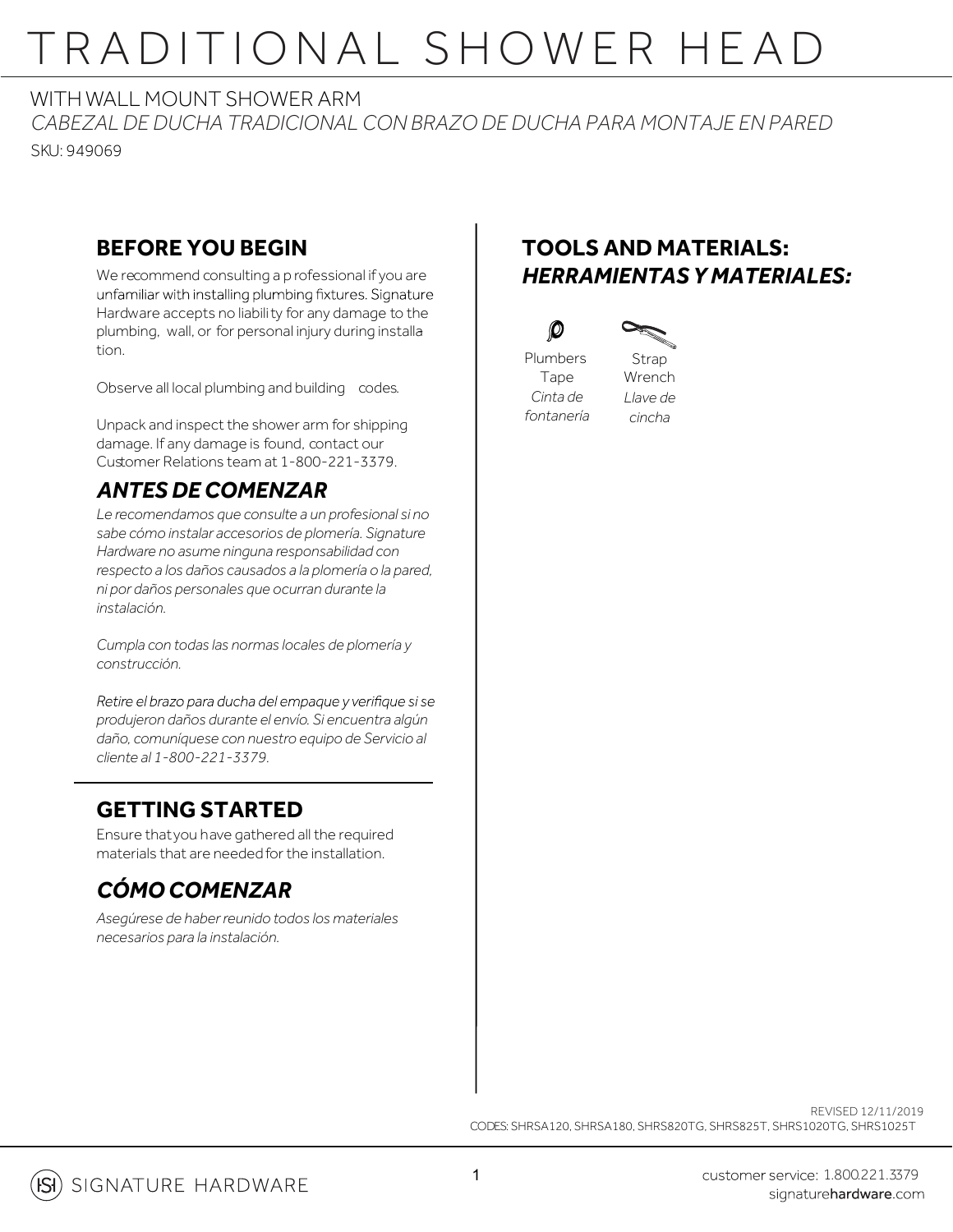# TRADITIONAL SHOWER HEAD

WITH WALL MOUNT SHOWER ARM

*CABEZAL DE DUCHA TRADICIONAL CON BRAZO DE DUCHA PARA MONTAJE EN PARED*

SKU: 949069

## BEFORE YOU BEGIN

We recommend consulting a professional if you are unfamiliar with installing plumbing fixtures. Signature Hardware accepts no liability for any damage to the plumbing, wall, or for personal injury during installation.

Observe all local plumbing and building codes.

Unpack and inspect the shower arm for shipping damage. If any damage is found, contact our Customer Relations team at 1-800-221-3379.

## *ANTES DE COMENZAR*

*Le recomendamos que consulte a un profesional si no sabe cómo instalar accesorios de plomería. Signature Hardware no asume ninguna responsabilidad con respecto a los daños causados a la plomería o la pared, ni por daños personales que ocurran durante la instalación.*

*Cumpla con todas las normas locales de plomería y construcción.*

*Retire el brazo para ducha del empaque y verifique si se produjeron daños durante el envío. Si encuentra algún daño, comuníquese con nuestro equipo de Servicio al cliente al 1-800-221-3379.*

## GETTING STARTED

Ensure that you have gathered all the required materials that are needed for the installation.

## *CÓMO COMENZAR*

*Asegúrese de haber reunido todos los materiales necesarios para la instalación.*

## TOOLS AND MATERIALS:
## *HERRAMIENTAS Y MATERIALES:*

- Plumbers Tape / *Cinta de fontanería*
- Strap Wrench / *Llave de cincha*

REVISED 12/11/2019

CODES: SHRSA120, SHRSA180, SHRS820TG, SHRS825T, SHRS1020TG, SHRS1025T

SIGNATURE HARDWARE

customer service: 1.800.221.3379
signaturehardware.com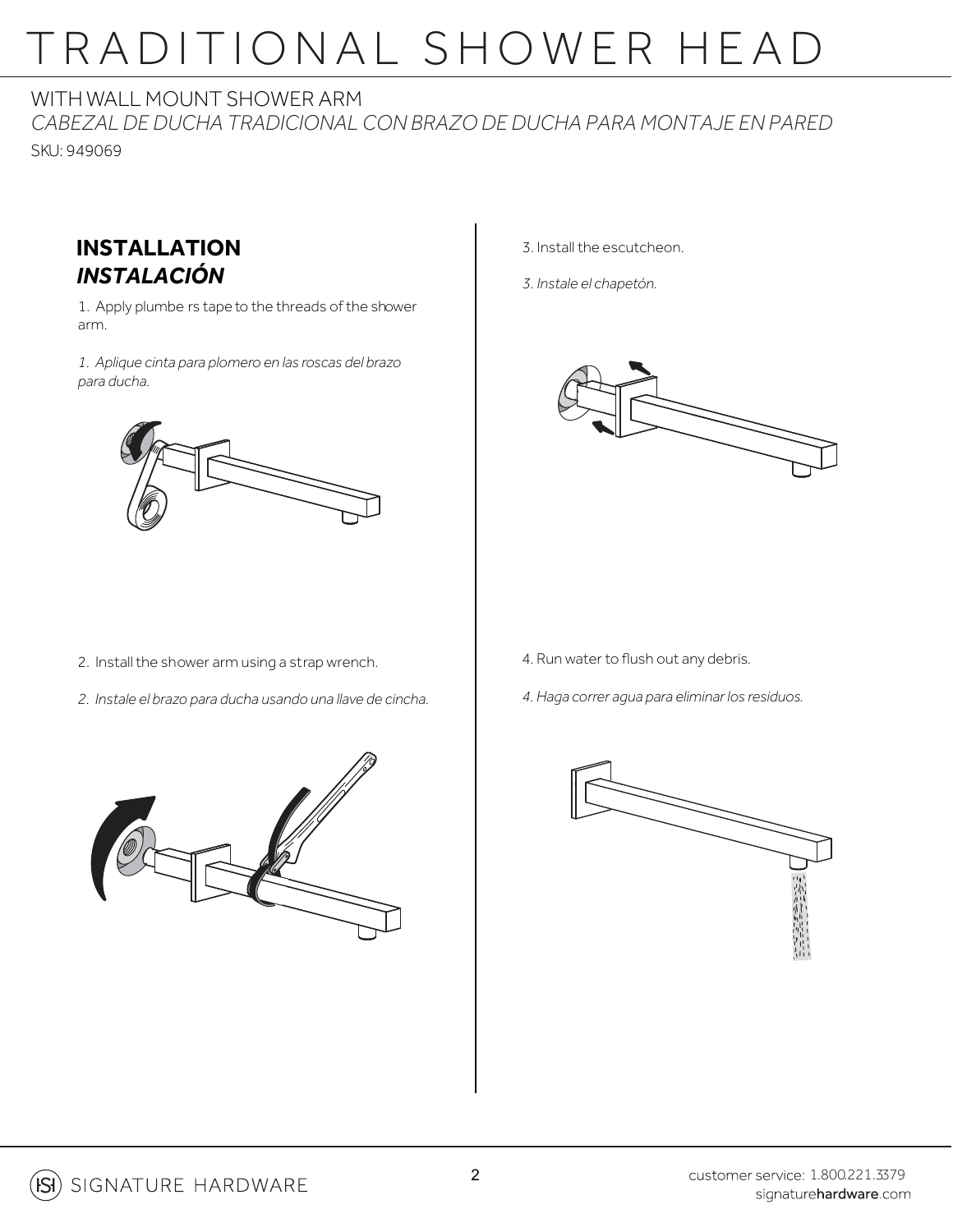# TRADITIONAL SHOWER HEAD

WITH WALL MOUNT SHOWER ARM

*CABEZAL DE DUCHA TRADICIONAL CON BRAZO DE DUCHA PARA MONTAJE EN PARED*

SKU: 949069

## INSTALLATION
## *INSTALACIÓN*

1. Apply plumbe rs tape to the threads of the shower arm.

*1. Aplique cinta para plomero en las roscas del brazo para ducha.*

2. Install the shower arm using a strap wrench.

*2. Instale el brazo para ducha usando una llave de cincha.*

3. Install the escutcheon.

*3. Instale el chapetón.*

4. Run water to flush out any debris.

*4. Haga correr agua para eliminar los residuos.*

SIGNATURE HARDWARE

customer service: 1.800.221.3379
signaturehardware.com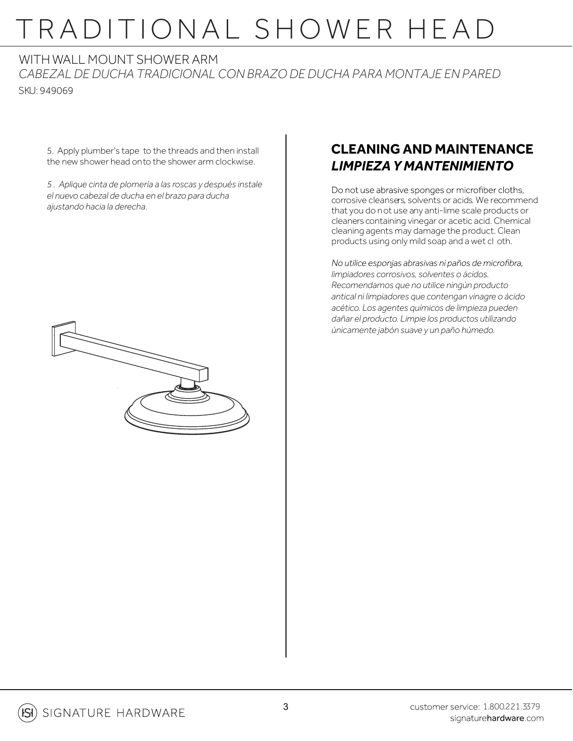# TRADITIONAL SHOWER HEAD

WITH WALL MOUNT SHOWER ARM

*CABEZAL DE DUCHA TRADICIONAL CON BRAZO DE DUCHA PARA MONTAJE EN PARED*

SKU: 949069

5. Apply plumber's tape to the threads and then install the new shower head onto the shower arm clockwise.

*5. Aplique cinta de plomería a las roscas y después instale el nuevo cabezal de ducha en el brazo para ducha ajustando hacia la derecha.*

## CLEANING AND MAINTENANCE
## *LIMPIEZA Y MANTENIMIENTO*

Do not use abrasive sponges or microfiber cloths, corrosive cleansers, solvents or acids. We recommend that you do not use any anti-lime scale products or cleaners containing vinegar or acetic acid. Chemical cleaning agents may damage the product. Clean products using only mild soap and a wet cloth.

*No utilice esponjas abrasivas ni paños de microfibra, limpiadores corrosivos, solventes o ácidos. Recomendamos que no utilice ningún producto antical ni limpiadores que contengan vinagre o ácido acético. Los agentes químicos de limpieza pueden dañar el producto. Limpie los productos utilizando únicamente jabón suave y un paño húmedo.*

SIGNATURE HARDWARE

customer service: 1.800.221.3379
signaturehardware.com